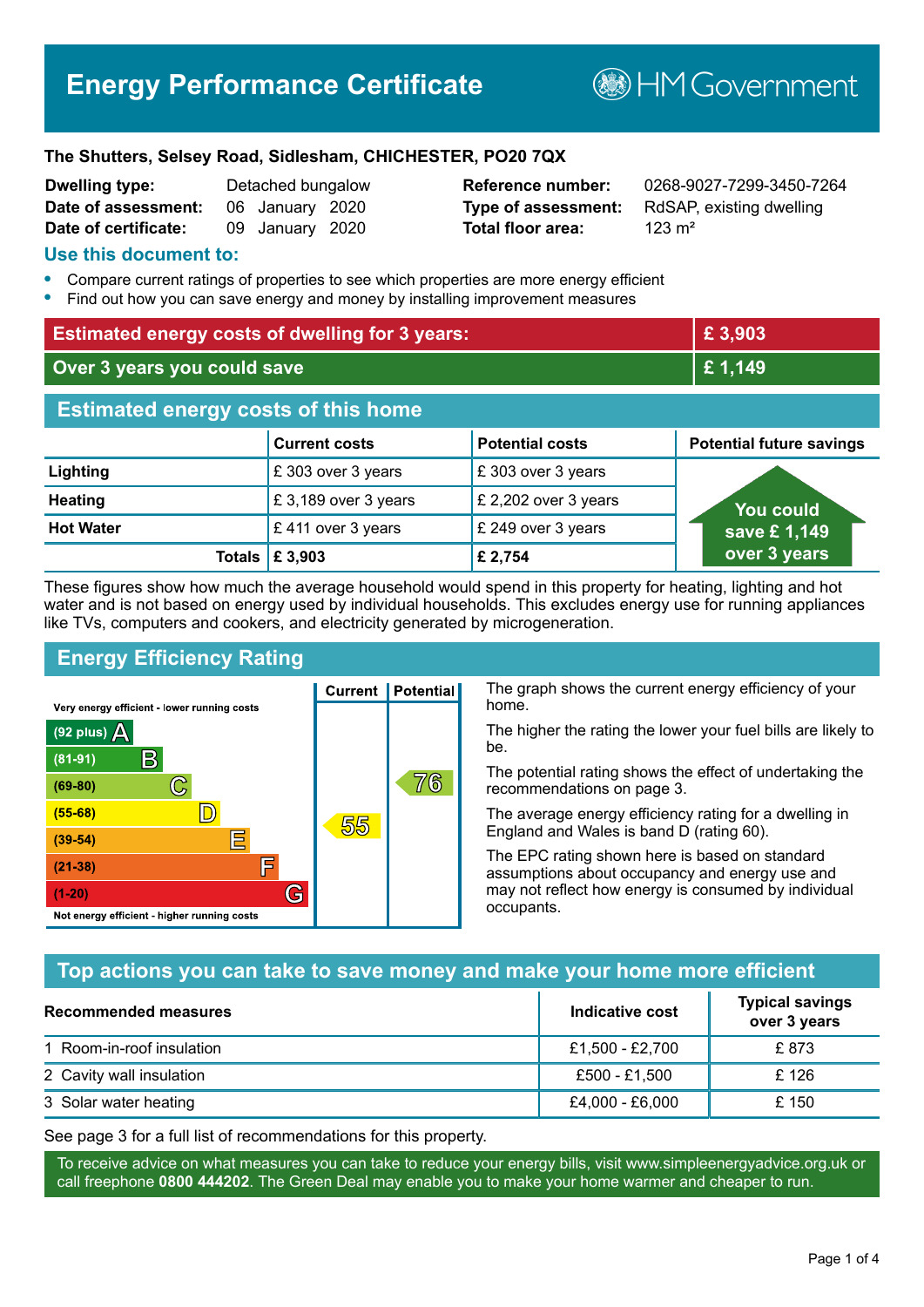# Energy Performance Certificate

HM Government

**The Shutters, Selsey Road, Sidlesham, CHICHESTER, PO20 7QX**

| | | | |
|---|---|---|---|
| **Dwelling type:** | Detached bungalow | **Reference number:** | 0268-9027-7299-3450-7264 |
| **Date of assessment:** | 06 January 2020 | **Type of assessment:** | RdSAP, existing dwelling |
| **Date of certificate:** | 09 January 2020 | **Total floor area:** | 123 m² |

## Use this document to:

- Compare current ratings of properties to see which properties are more energy efficient
- Find out how you can save energy and money by installing improvement measures

| | |
|---|---|
| **Estimated energy costs of dwelling for 3 years:** | **£ 3,903** |
| **Over 3 years you could save** | **£ 1,149** |

## Estimated energy costs of this home

| | Current costs | Potential costs | Potential future savings |
|---|---|---|---|
| **Lighting** | £ 303 over 3 years | £ 303 over 3 years | You could save £ 1,149 over 3 years |
| **Heating** | £ 3,189 over 3 years | £ 2,202 over 3 years | |
| **Hot Water** | £ 411 over 3 years | £ 249 over 3 years | |
| **Totals** | **£ 3,903** | **£ 2,754** | |

These figures show how much the average household would spend in this property for heating, lighting and hot water and is not based on energy used by individual households. This excludes energy use for running appliances like TVs, computers and cookers, and electricity generated by microgeneration.

## Energy Efficiency Rating

| Rating | Current | Potential |
|---|---|---|
| Very energy efficient - lower running costs | | |
| (92 plus) A | | |
| (81-91) B | | |
| (69-80) C | | 76 |
| (55-68) D | 55 | |
| (39-54) E | | |
| (21-38) F | | |
| (1-20) G | | |
| Not energy efficient - higher running costs | | |

The graph shows the current energy efficiency of your home.

The higher the rating the lower your fuel bills are likely to be.

The potential rating shows the effect of undertaking the recommendations on page 3.

The average energy efficiency rating for a dwelling in England and Wales is band D (rating 60).

The EPC rating shown here is based on standard assumptions about occupancy and energy use and may not reflect how energy is consumed by individual occupants.

## Top actions you can take to save money and make your home more efficient

| Recommended measures | Indicative cost | Typical savings over 3 years |
|---|---|---|
| 1 Room-in-roof insulation | £1,500 - £2,700 | £ 873 |
| 2 Cavity wall insulation | £500 - £1,500 | £ 126 |
| 3 Solar water heating | £4,000 - £6,000 | £ 150 |

See page 3 for a full list of recommendations for this property.

To receive advice on what measures you can take to reduce your energy bills, visit www.simpleenergyadvice.org.uk or call freephone **0800 444202**. The Green Deal may enable you to make your home warmer and cheaper to run.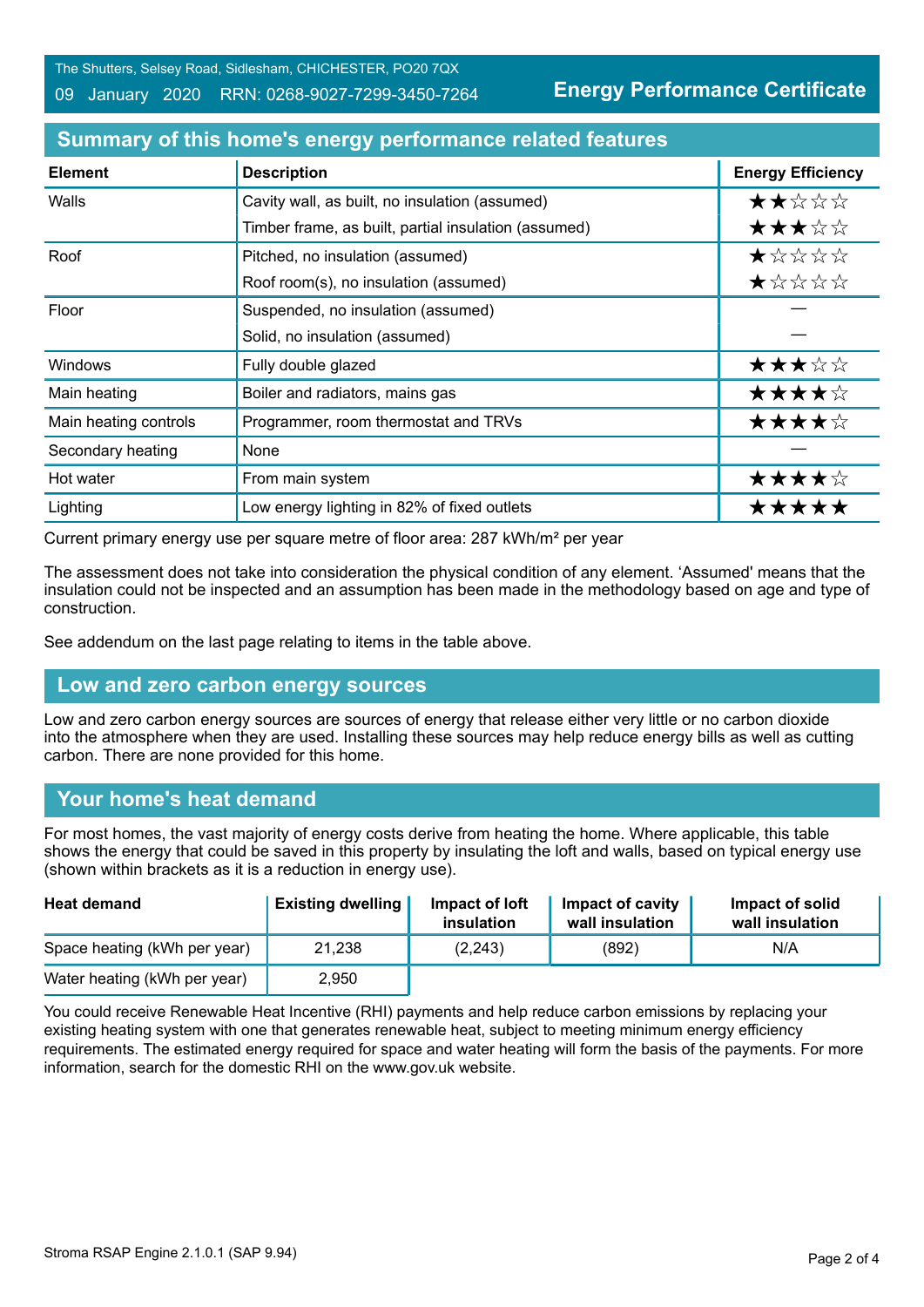The Shutters, Selsey Road, Sidlesham, CHICHESTER, PO20 7QX

09 January 2020 RRN: 0268-9027-7299-3450-7264

**Energy Performance Certificate**

## Summary of this home's energy performance related features

| Element | Description | Energy Efficiency |
|---|---|---|
| Walls | Cavity wall, as built, no insulation (assumed) | ★★☆☆☆ |
| | Timber frame, as built, partial insulation (assumed) | ★★★☆☆ |
| Roof | Pitched, no insulation (assumed) | ★☆☆☆☆ |
| | Roof room(s), no insulation (assumed) | ★☆☆☆☆ |
| Floor | Suspended, no insulation (assumed) | — |
| | Solid, no insulation (assumed) | — |
| Windows | Fully double glazed | ★★★☆☆ |
| Main heating | Boiler and radiators, mains gas | ★★★★☆ |
| Main heating controls | Programmer, room thermostat and TRVs | ★★★★☆ |
| Secondary heating | None | — |
| Hot water | From main system | ★★★★☆ |
| Lighting | Low energy lighting in 82% of fixed outlets | ★★★★★ |

Current primary energy use per square metre of floor area: 287 kWh/m² per year

The assessment does not take into consideration the physical condition of any element. 'Assumed' means that the insulation could not be inspected and an assumption has been made in the methodology based on age and type of construction.

See addendum on the last page relating to items in the table above.

## Low and zero carbon energy sources

Low and zero carbon energy sources are sources of energy that release either very little or no carbon dioxide into the atmosphere when they are used. Installing these sources may help reduce energy bills as well as cutting carbon. There are none provided for this home.

## Your home's heat demand

For most homes, the vast majority of energy costs derive from heating the home. Where applicable, this table shows the energy that could be saved in this property by insulating the loft and walls, based on typical energy use (shown within brackets as it is a reduction in energy use).

| Heat demand | Existing dwelling | Impact of loft insulation | Impact of cavity wall insulation | Impact of solid wall insulation |
|---|---|---|---|---|
| Space heating (kWh per year) | 21,238 | (2,243) | (892) | N/A |
| Water heating (kWh per year) | 2,950 | | | |

You could receive Renewable Heat Incentive (RHI) payments and help reduce carbon emissions by replacing your existing heating system with one that generates renewable heat, subject to meeting minimum energy efficiency requirements. The estimated energy required for space and water heating will form the basis of the payments. For more information, search for the domestic RHI on the www.gov.uk website.

Stroma RSAP Engine 2.1.0.1 (SAP 9.94)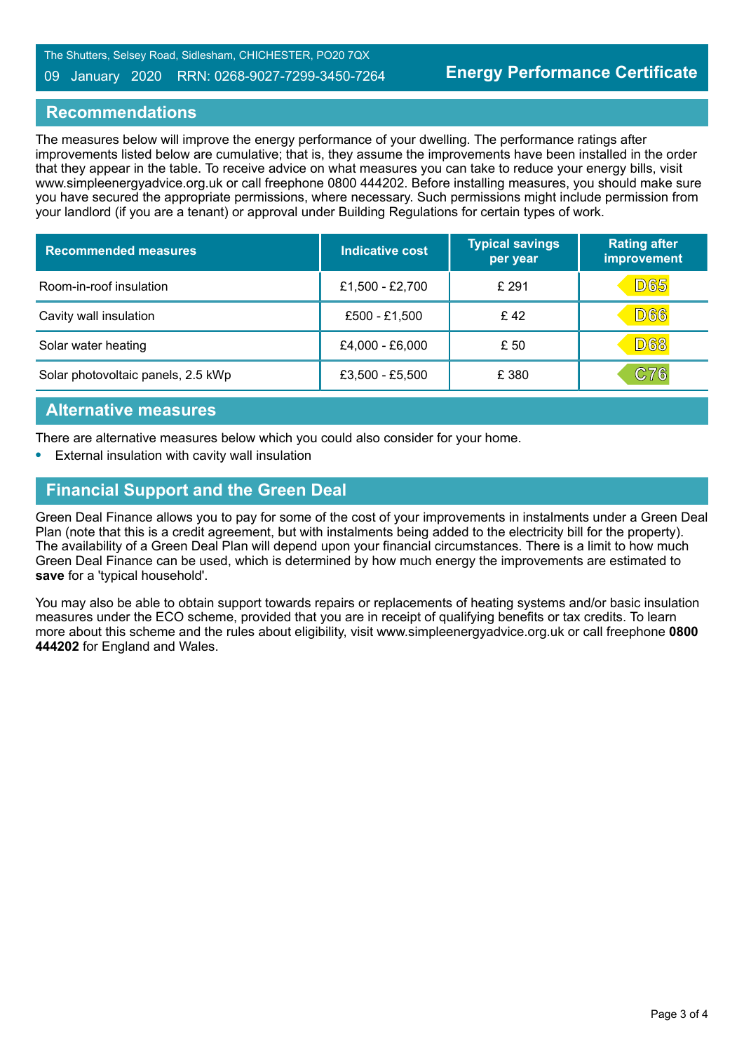The Shutters, Selsey Road, Sidlesham, CHICHESTER, PO20 7QX

09 January 2020 RRN: 0268-9027-7299-3450-7264

**Energy Performance Certificate**

## Recommendations

The measures below will improve the energy performance of your dwelling. The performance ratings after improvements listed below are cumulative; that is, they assume the improvements have been installed in the order that they appear in the table. To receive advice on what measures you can take to reduce your energy bills, visit www.simpleenergyadvice.org.uk or call freephone 0800 444202. Before installing measures, you should make sure you have secured the appropriate permissions, where necessary. Such permissions might include permission from your landlord (if you are a tenant) or approval under Building Regulations for certain types of work.

| Recommended measures | Indicative cost | Typical savings per year | Rating after improvement |
| --- | --- | --- | --- |
| Room-in-roof insulation | £1,500 - £2,700 | £ 291 | D65 |
| Cavity wall insulation | £500 - £1,500 | £ 42 | D66 |
| Solar water heating | £4,000 - £6,000 | £ 50 | D68 |
| Solar photovoltaic panels, 2.5 kWp | £3,500 - £5,500 | £ 380 | C76 |

## Alternative measures

There are alternative measures below which you could also consider for your home.

- External insulation with cavity wall insulation

## Financial Support and the Green Deal

Green Deal Finance allows you to pay for some of the cost of your improvements in instalments under a Green Deal Plan (note that this is a credit agreement, but with instalments being added to the electricity bill for the property). The availability of a Green Deal Plan will depend upon your financial circumstances. There is a limit to how much Green Deal Finance can be used, which is determined by how much energy the improvements are estimated to **save** for a 'typical household'.

You may also be able to obtain support towards repairs or replacements of heating systems and/or basic insulation measures under the ECO scheme, provided that you are in receipt of qualifying benefits or tax credits. To learn more about this scheme and the rules about eligibility, visit www.simpleenergyadvice.org.uk or call freephone **0800 444202** for England and Wales.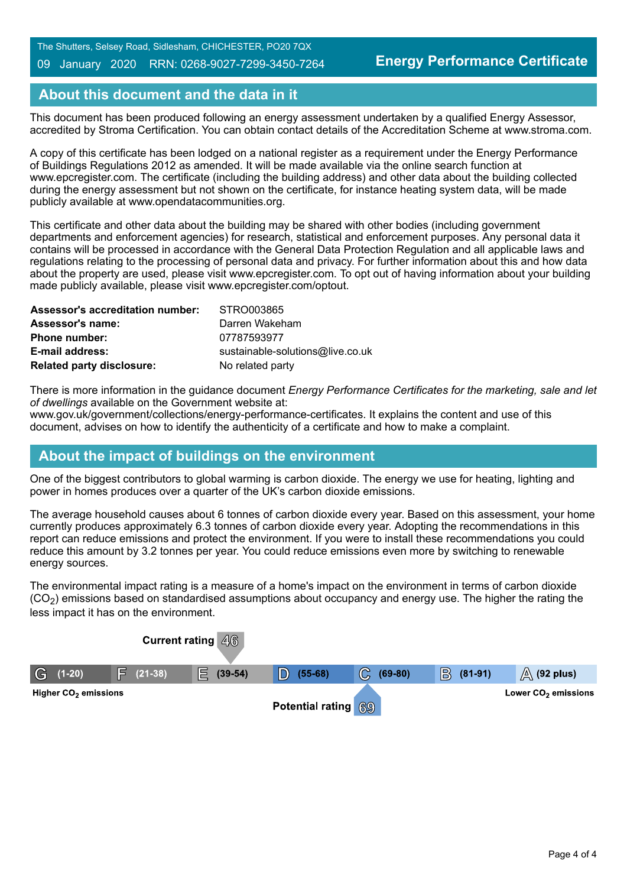The Shutters, Selsey Road, Sidlesham, CHICHESTER, PO20 7QX

09 January 2020 RRN: 0268-9027-7299-3450-7264

**Energy Performance Certificate**

## About this document and the data in it

This document has been produced following an energy assessment undertaken by a qualified Energy Assessor, accredited by Stroma Certification. You can obtain contact details of the Accreditation Scheme at www.stroma.com.

A copy of this certificate has been lodged on a national register as a requirement under the Energy Performance of Buildings Regulations 2012 as amended. It will be made available via the online search function at www.epcregister.com. The certificate (including the building address) and other data about the building collected during the energy assessment but not shown on the certificate, for instance heating system data, will be made publicly available at www.opendatacommunities.org.

This certificate and other data about the building may be shared with other bodies (including government departments and enforcement agencies) for research, statistical and enforcement purposes. Any personal data it contains will be processed in accordance with the General Data Protection Regulation and all applicable laws and regulations relating to the processing of personal data and privacy. For further information about this and how data about the property are used, please visit www.epcregister.com. To opt out of having information about your building made publicly available, please visit www.epcregister.com/optout.

| | |
|---|---|
| **Assessor's accreditation number:** | STRO003865 |
| **Assessor's name:** | Darren Wakeham |
| **Phone number:** | 07787593977 |
| **E-mail address:** | sustainable-solutions@live.co.uk |
| **Related party disclosure:** | No related party |

There is more information in the guidance document *Energy Performance Certificates for the marketing, sale and let of dwellings* available on the Government website at: www.gov.uk/government/collections/energy-performance-certificates. It explains the content and use of this document, advises on how to identify the authenticity of a certificate and how to make a complaint.

## About the impact of buildings on the environment

One of the biggest contributors to global warming is carbon dioxide. The energy we use for heating, lighting and power in homes produces over a quarter of the UK's carbon dioxide emissions.

The average household causes about 6 tonnes of carbon dioxide every year. Based on this assessment, your home currently produces approximately 6.3 tonnes of carbon dioxide every year. Adopting the recommendations in this report can reduce emissions and protect the environment. If you were to install these recommendations you could reduce this amount by 3.2 tonnes per year. You could reduce emissions even more by switching to renewable energy sources.

The environmental impact rating is a measure of a home's impact on the environment in terms of carbon dioxide ($CO_2$) emissions based on standardised assumptions about occupancy and energy use. The higher the rating the less impact it has on the environment.

Current rating 46

G (1-20) F (21-38) E (39-54) D (55-68) C (69-80) B (81-91) A (92 plus)

Higher $CO_2$ emissions

Lower $CO_2$ emissions

Potential rating 69